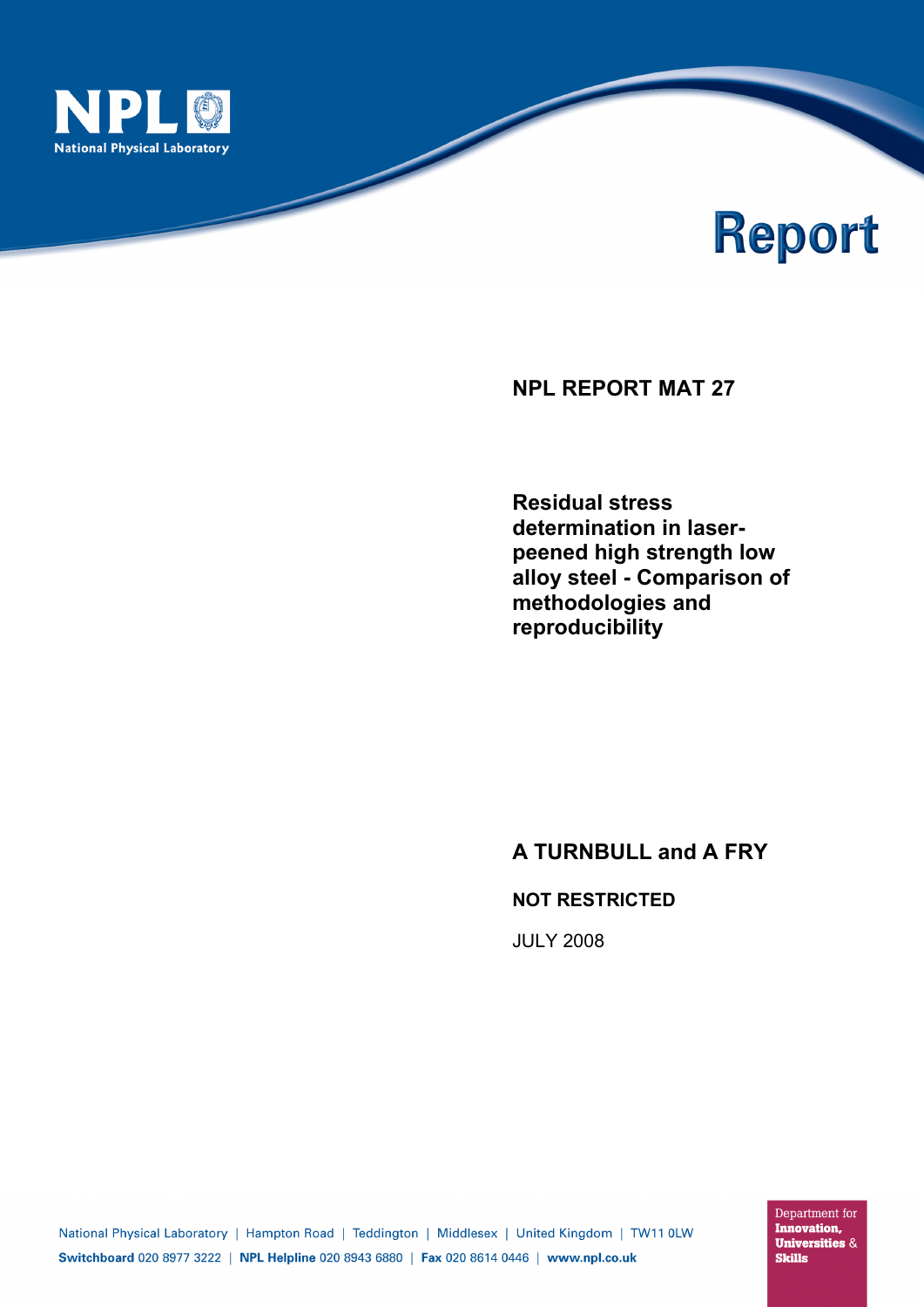NPL
National Physical Laboratory

# Report

## NPL REPORT MAT 27

## Residual stress determination in laser-peened high strength low alloy steel - Comparison of methodologies and reproducibility

**A TURNBULL and A FRY**

**NOT RESTRICTED**

JULY 2008

National Physical Laboratory | Hampton Road | Teddington | Middlesex | United Kingdom | TW11 0LW

**Switchboard** 020 8977 3222 | **NPL Helpline** 020 8943 6880 | **Fax** 020 8614 0446 | **www.npl.co.uk**

Department for **Innovation, Universities** & **Skills**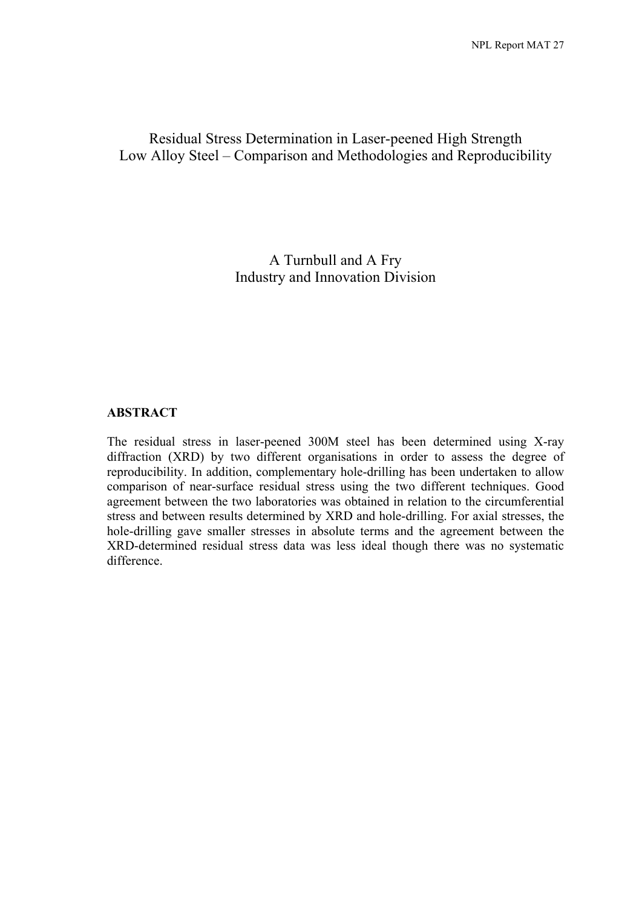# Residual Stress Determination in Laser-peened High Strength Low Alloy Steel – Comparison and Methodologies and Reproducibility

A Turnbull and A Fry
Industry and Innovation Division

## ABSTRACT

The residual stress in laser-peened 300M steel has been determined using X-ray diffraction (XRD) by two different organisations in order to assess the degree of reproducibility. In addition, complementary hole-drilling has been undertaken to allow comparison of near-surface residual stress using the two different techniques. Good agreement between the two laboratories was obtained in relation to the circumferential stress and between results determined by XRD and hole-drilling. For axial stresses, the hole-drilling gave smaller stresses in absolute terms and the agreement between the XRD-determined residual stress data was less ideal though there was no systematic difference.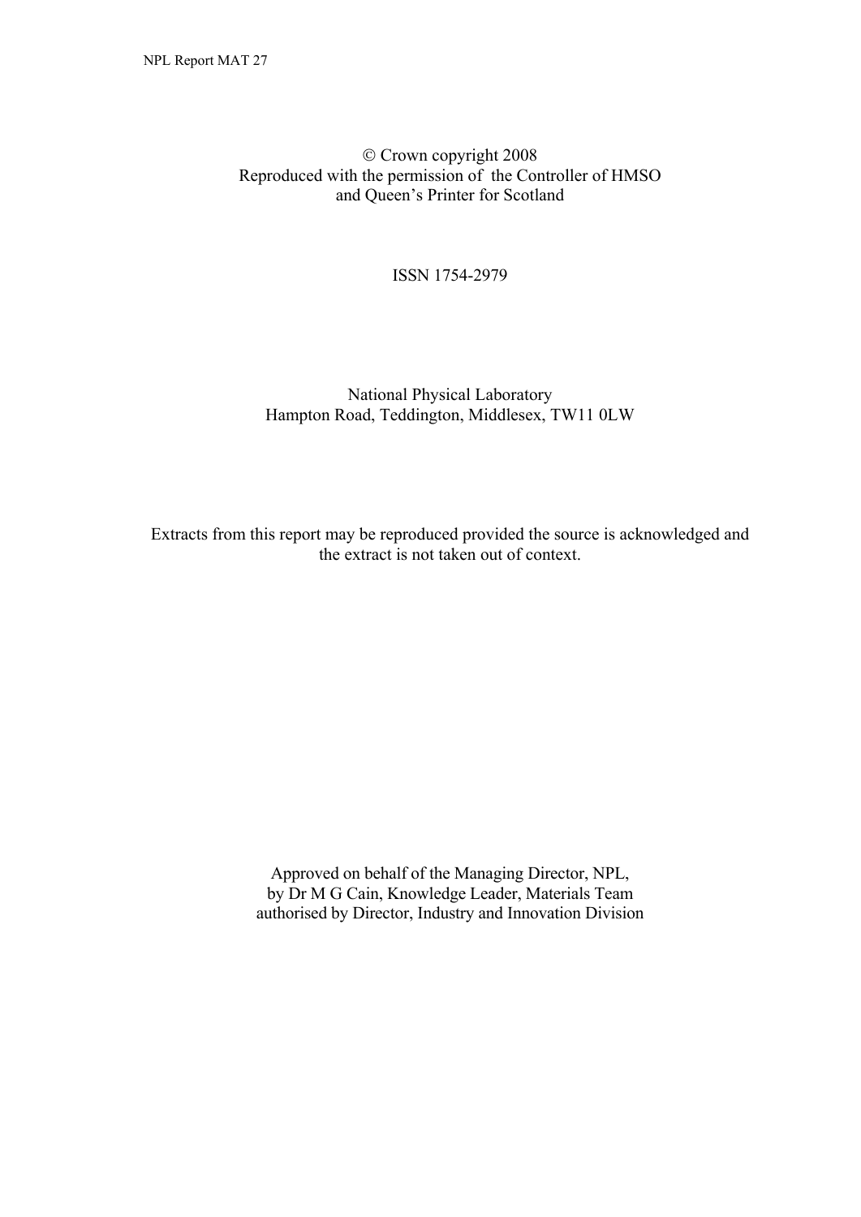© Crown copyright 2008
Reproduced with the permission of the Controller of HMSO
and Queen's Printer for Scotland

ISSN 1754-2979

National Physical Laboratory
Hampton Road, Teddington, Middlesex, TW11 0LW

Extracts from this report may be reproduced provided the source is acknowledged and the extract is not taken out of context.

Approved on behalf of the Managing Director, NPL,
by Dr M G Cain, Knowledge Leader, Materials Team
authorised by Director, Industry and Innovation Division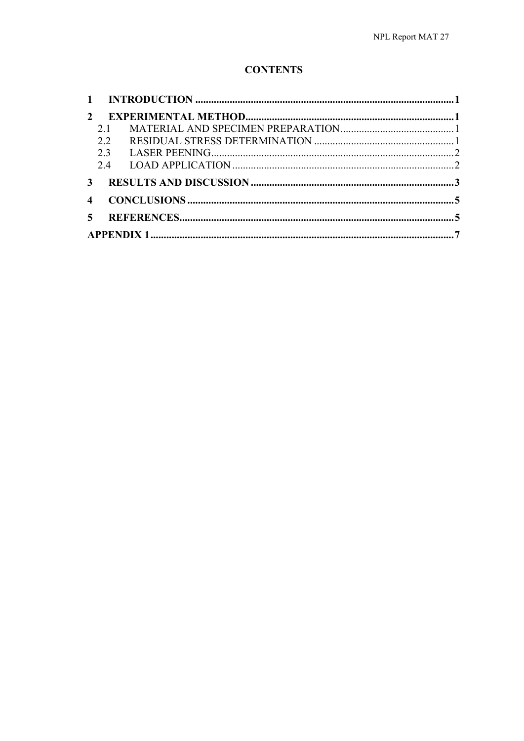## CONTENTS

1 INTRODUCTION ..... 1

2 EXPERIMENTAL METHOD ..... 1
- 2.1 MATERIAL AND SPECIMEN PREPARATION ..... 1
- 2.2 RESIDUAL STRESS DETERMINATION ..... 1
- 2.3 LASER PEENING ..... 2
- 2.4 LOAD APPLICATION ..... 2

3 RESULTS AND DISCUSSION ..... 3

4 CONCLUSIONS ..... 5

5 REFERENCES ..... 5

APPENDIX 1 ..... 7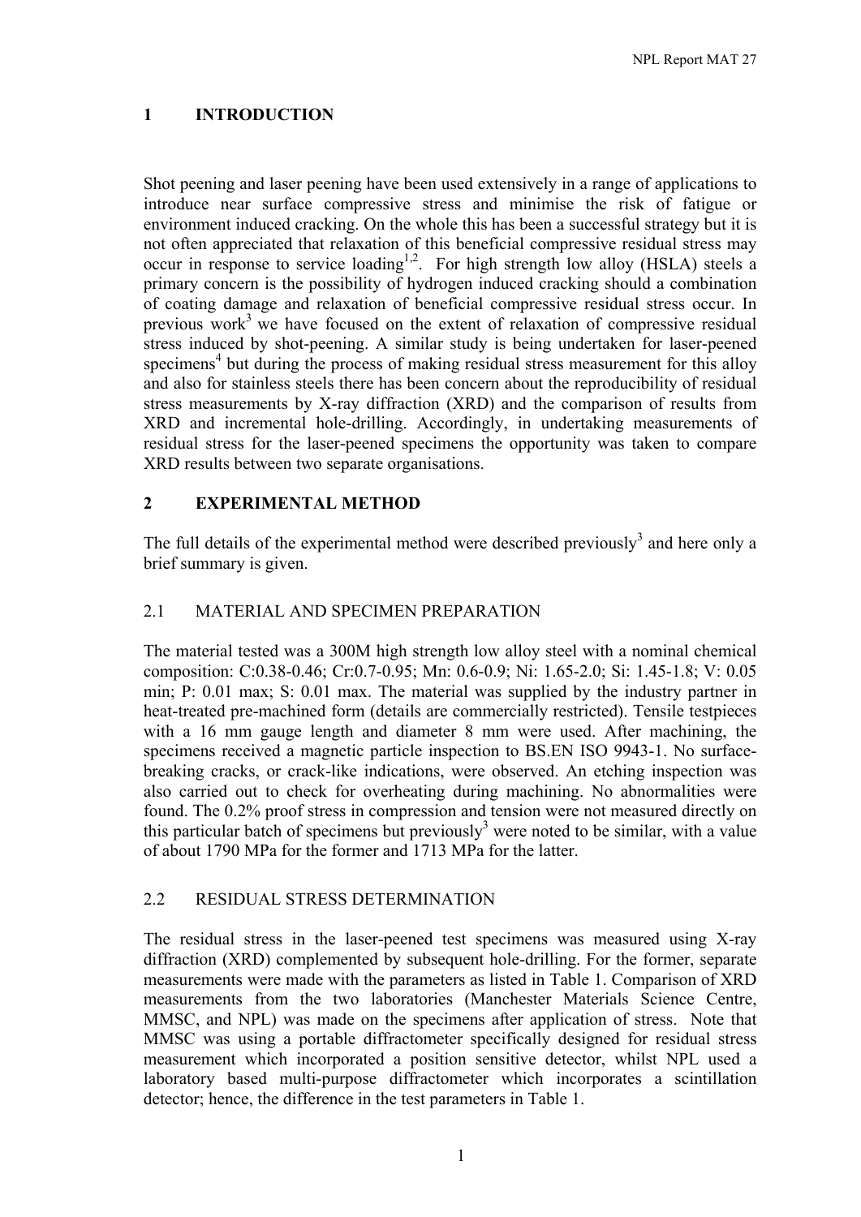# 1 INTRODUCTION

Shot peening and laser peening have been used extensively in a range of applications to introduce near surface compressive stress and minimise the risk of fatigue or environment induced cracking. On the whole this has been a successful strategy but it is not often appreciated that relaxation of this beneficial compressive residual stress may occur in response to service loading[1,2]. For high strength low alloy (HSLA) steels a primary concern is the possibility of hydrogen induced cracking should a combination of coating damage and relaxation of beneficial compressive residual stress occur. In previous work[3] we have focused on the extent of relaxation of compressive residual stress induced by shot-peening. A similar study is being undertaken for laser-peened specimens[4] but during the process of making residual stress measurement for this alloy and also for stainless steels there has been concern about the reproducibility of residual stress measurements by X-ray diffraction (XRD) and the comparison of results from XRD and incremental hole-drilling. Accordingly, in undertaking measurements of residual stress for the laser-peened specimens the opportunity was taken to compare XRD results between two separate organisations.

# 2 EXPERIMENTAL METHOD

The full details of the experimental method were described previously[3] and here only a brief summary is given.

## 2.1 MATERIAL AND SPECIMEN PREPARATION

The material tested was a 300M high strength low alloy steel with a nominal chemical composition: C:0.38-0.46; Cr:0.7-0.95; Mn: 0.6-0.9; Ni: 1.65-2.0; Si: 1.45-1.8; V: 0.05 min; P: 0.01 max; S: 0.01 max. The material was supplied by the industry partner in heat-treated pre-machined form (details are commercially restricted). Tensile testpieces with a 16 mm gauge length and diameter 8 mm were used. After machining, the specimens received a magnetic particle inspection to BS.EN ISO 9943-1. No surface-breaking cracks, or crack-like indications, were observed. An etching inspection was also carried out to check for overheating during machining. No abnormalities were found. The 0.2% proof stress in compression and tension were not measured directly on this particular batch of specimens but previously[3] were noted to be similar, with a value of about 1790 MPa for the former and 1713 MPa for the latter.

## 2.2 RESIDUAL STRESS DETERMINATION

The residual stress in the laser-peened test specimens was measured using X-ray diffraction (XRD) complemented by subsequent hole-drilling. For the former, separate measurements were made with the parameters as listed in Table 1. Comparison of XRD measurements from the two laboratories (Manchester Materials Science Centre, MMSC, and NPL) was made on the specimens after application of stress. Note that MMSC was using a portable diffractometer specifically designed for residual stress measurement which incorporated a position sensitive detector, whilst NPL used a laboratory based multi-purpose diffractometer which incorporates a scintillation detector; hence, the difference in the test parameters in Table 1.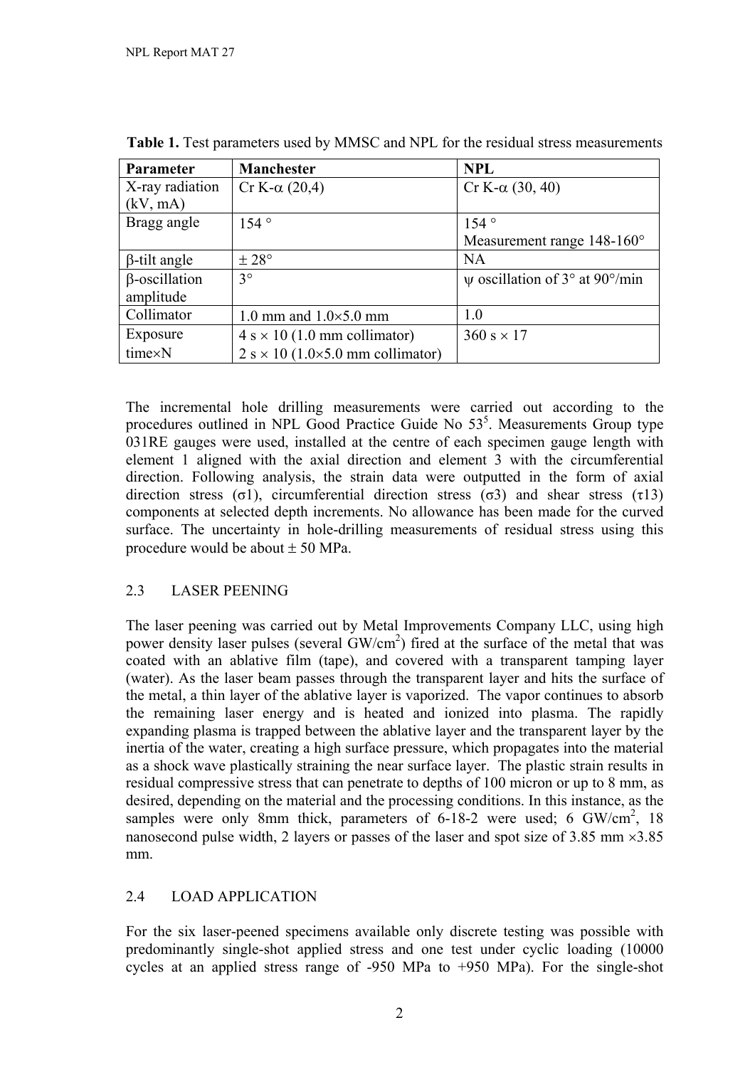**Table 1.** Test parameters used by MMSC and NPL for the residual stress measurements

| Parameter | Manchester | NPL |
|---|---|---|
| X-ray radiation (kV, mA) | Cr K-α (20,4) | Cr K-α (30, 40) |
| Bragg angle | 154 ° | 154 °<br>Measurement range 148-160° |
| β-tilt angle | ± 28° | NA |
| β-oscillation amplitude | 3° | ψ oscillation of 3° at 90°/min |
| Collimator | 1.0 mm and 1.0×5.0 mm | 1.0 |
| Exposure time×N | 4 s × 10 (1.0 mm collimator)<br>2 s × 10 (1.0×5.0 mm collimator) | 360 s × 17 |

The incremental hole drilling measurements were carried out according to the procedures outlined in NPL Good Practice Guide No 53[5]. Measurements Group type 031RE gauges were used, installed at the centre of each specimen gauge length with element 1 aligned with the axial direction and element 3 with the circumferential direction. Following analysis, the strain data were outputted in the form of axial direction stress (σ1), circumferential direction stress (σ3) and shear stress (τ13) components at selected depth increments. No allowance has been made for the curved surface. The uncertainty in hole-drilling measurements of residual stress using this procedure would be about ± 50 MPa.

## 2.3 LASER PEENING

The laser peening was carried out by Metal Improvements Company LLC, using high power density laser pulses (several GW/cm$^2$) fired at the surface of the metal that was coated with an ablative film (tape), and covered with a transparent tamping layer (water). As the laser beam passes through the transparent layer and hits the surface of the metal, a thin layer of the ablative layer is vaporized. The vapor continues to absorb the remaining laser energy and is heated and ionized into plasma. The rapidly expanding plasma is trapped between the ablative layer and the transparent layer by the inertia of the water, creating a high surface pressure, which propagates into the material as a shock wave plastically straining the near surface layer. The plastic strain results in residual compressive stress that can penetrate to depths of 100 micron or up to 8 mm, as desired, depending on the material and the processing conditions. In this instance, as the samples were only 8mm thick, parameters of 6-18-2 were used; 6 GW/cm$^2$, 18 nanosecond pulse width, 2 layers or passes of the laser and spot size of 3.85 mm ×3.85 mm.

## 2.4 LOAD APPLICATION

For the six laser-peened specimens available only discrete testing was possible with predominantly single-shot applied stress and one test under cyclic loading (10000 cycles at an applied stress range of -950 MPa to +950 MPa). For the single-shot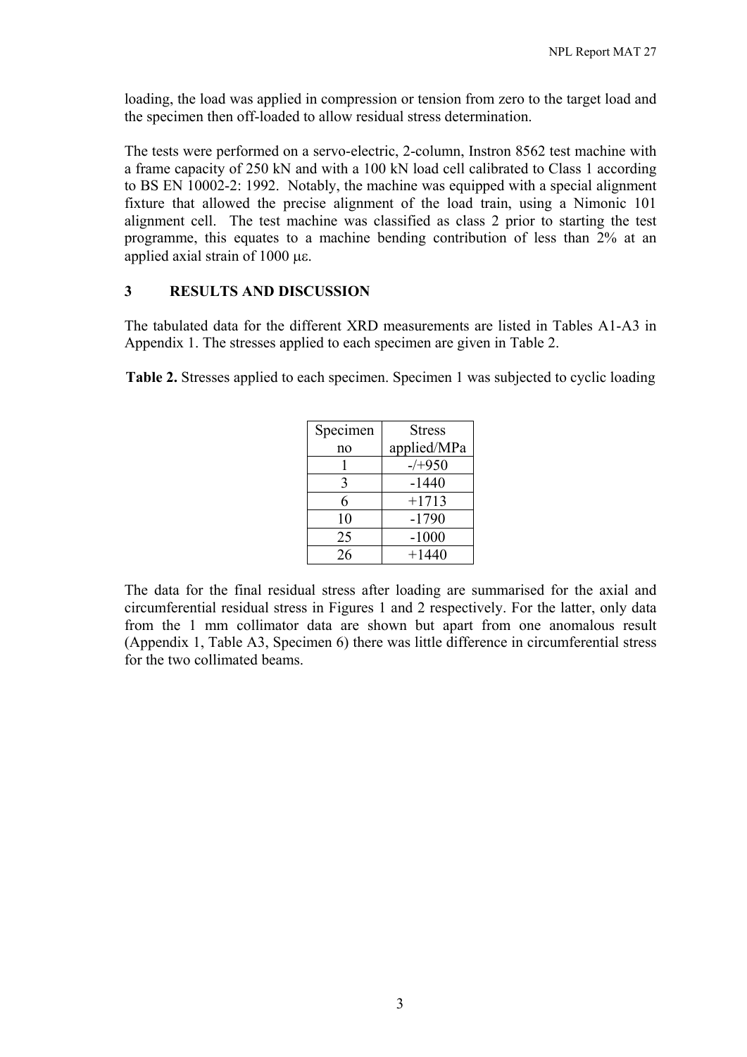loading, the load was applied in compression or tension from zero to the target load and the specimen then off-loaded to allow residual stress determination.

The tests were performed on a servo-electric, 2-column, Instron 8562 test machine with a frame capacity of 250 kN and with a 100 kN load cell calibrated to Class 1 according to BS EN 10002-2: 1992. Notably, the machine was equipped with a special alignment fixture that allowed the precise alignment of the load train, using a Nimonic 101 alignment cell. The test machine was classified as class 2 prior to starting the test programme, this equates to a machine bending contribution of less than 2% at an applied axial strain of 1000 με.

## 3 RESULTS AND DISCUSSION

The tabulated data for the different XRD measurements are listed in Tables A1-A3 in Appendix 1. The stresses applied to each specimen are given in Table 2.

**Table 2.** Stresses applied to each specimen. Specimen 1 was subjected to cyclic loading

| Specimen no | Stress applied/MPa |
|---|---|
| 1 | -/+950 |
| 3 | -1440 |
| 6 | +1713 |
| 10 | -1790 |
| 25 | -1000 |
| 26 | +1440 |

The data for the final residual stress after loading are summarised for the axial and circumferential residual stress in Figures 1 and 2 respectively. For the latter, only data from the 1 mm collimator data are shown but apart from one anomalous result (Appendix 1, Table A3, Specimen 6) there was little difference in circumferential stress for the two collimated beams.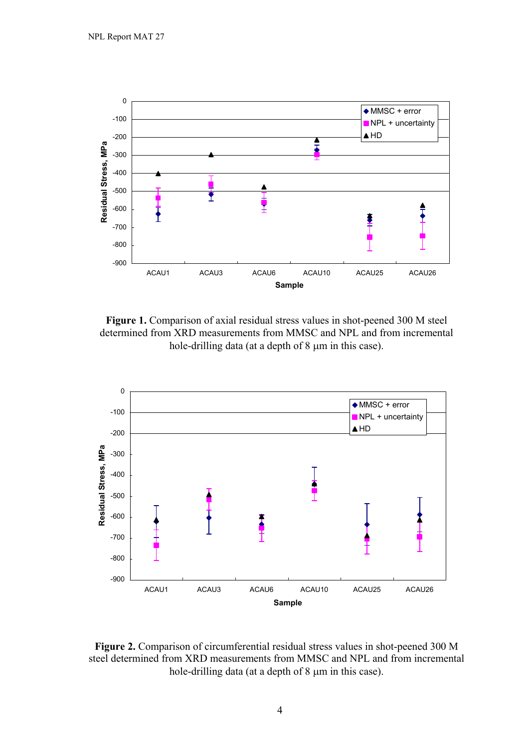**Figure 1.** Comparison of axial residual stress values in shot-peened 300 M steel determined from XRD measurements from MMSC and NPL and from incremental hole-drilling data (at a depth of 8 μm in this case).

**Figure 2.** Comparison of circumferential residual stress values in shot-peened 300 M steel determined from XRD measurements from MMSC and NPL and from incremental hole-drilling data (at a depth of 8 μm in this case).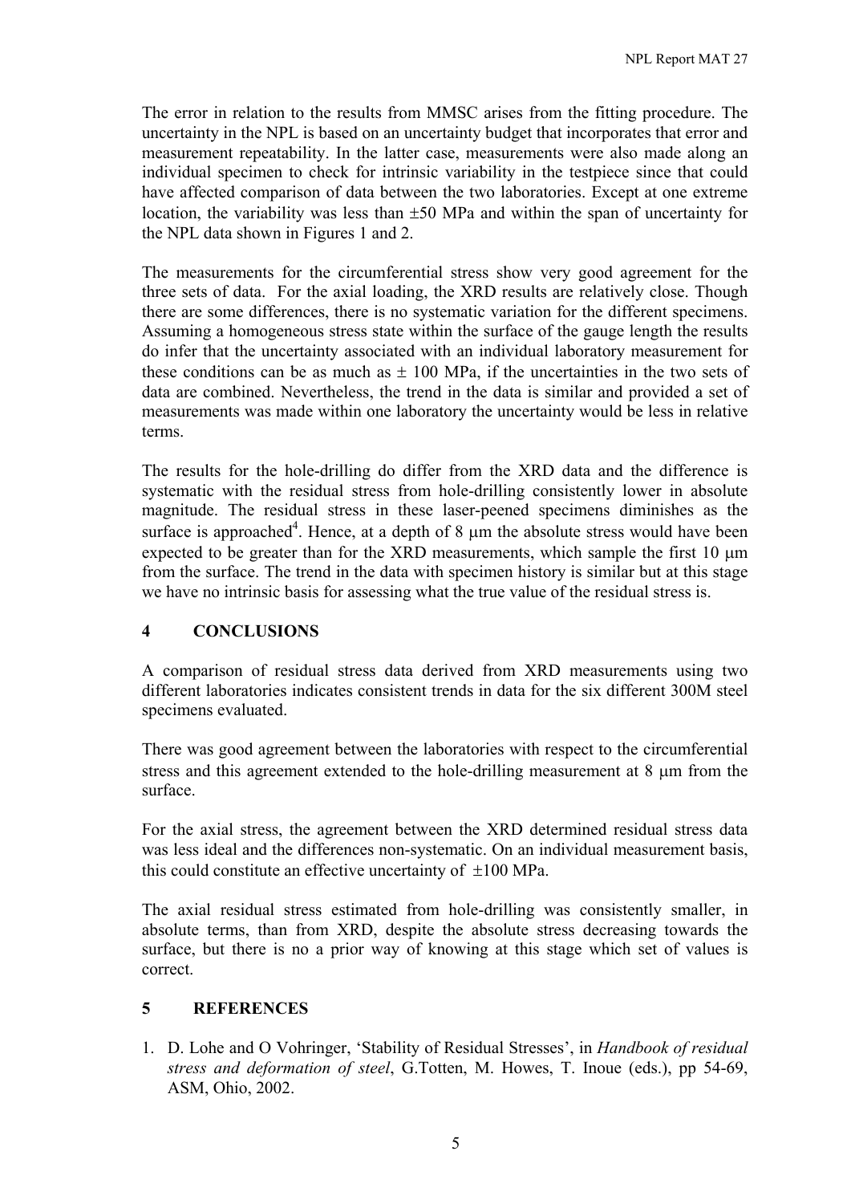The error in relation to the results from MMSC arises from the fitting procedure. The uncertainty in the NPL is based on an uncertainty budget that incorporates that error and measurement repeatability. In the latter case, measurements were also made along an individual specimen to check for intrinsic variability in the testpiece since that could have affected comparison of data between the two laboratories. Except at one extreme location, the variability was less than ±50 MPa and within the span of uncertainty for the NPL data shown in Figures 1 and 2.

The measurements for the circumferential stress show very good agreement for the three sets of data. For the axial loading, the XRD results are relatively close. Though there are some differences, there is no systematic variation for the different specimens. Assuming a homogeneous stress state within the surface of the gauge length the results do infer that the uncertainty associated with an individual laboratory measurement for these conditions can be as much as ± 100 MPa, if the uncertainties in the two sets of data are combined. Nevertheless, the trend in the data is similar and provided a set of measurements was made within one laboratory the uncertainty would be less in relative terms.

The results for the hole-drilling do differ from the XRD data and the difference is systematic with the residual stress from hole-drilling consistently lower in absolute magnitude. The residual stress in these laser-peened specimens diminishes as the surface is approached[4]. Hence, at a depth of 8 μm the absolute stress would have been expected to be greater than for the XRD measurements, which sample the first 10 μm from the surface. The trend in the data with specimen history is similar but at this stage we have no intrinsic basis for assessing what the true value of the residual stress is.

## 4 CONCLUSIONS

A comparison of residual stress data derived from XRD measurements using two different laboratories indicates consistent trends in data for the six different 300M steel specimens evaluated.

There was good agreement between the laboratories with respect to the circumferential stress and this agreement extended to the hole-drilling measurement at 8 μm from the surface.

For the axial stress, the agreement between the XRD determined residual stress data was less ideal and the differences non-systematic. On an individual measurement basis, this could constitute an effective uncertainty of ±100 MPa.

The axial residual stress estimated from hole-drilling was consistently smaller, in absolute terms, than from XRD, despite the absolute stress decreasing towards the surface, but there is no a prior way of knowing at this stage which set of values is correct.

## 5 REFERENCES

1. D. Lohe and O Vohringer, 'Stability of Residual Stresses', in *Handbook of residual stress and deformation of steel*, G.Totten, M. Howes, T. Inoue (eds.), pp 54-69, ASM, Ohio, 2002.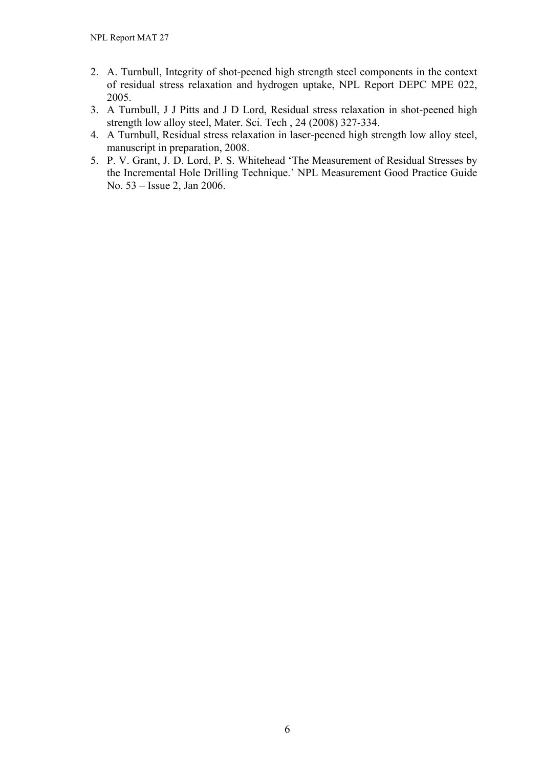2. A. Turnbull, Integrity of shot-peened high strength steel components in the context of residual stress relaxation and hydrogen uptake, NPL Report DEPC MPE 022, 2005.
3. A Turnbull, J J Pitts and J D Lord, Residual stress relaxation in shot-peened high strength low alloy steel, Mater. Sci. Tech , 24 (2008) 327-334.
4. A Turnbull, Residual stress relaxation in laser-peened high strength low alloy steel, manuscript in preparation, 2008.
5. P. V. Grant, J. D. Lord, P. S. Whitehead 'The Measurement of Residual Stresses by the Incremental Hole Drilling Technique.' NPL Measurement Good Practice Guide No. 53 – Issue 2, Jan 2006.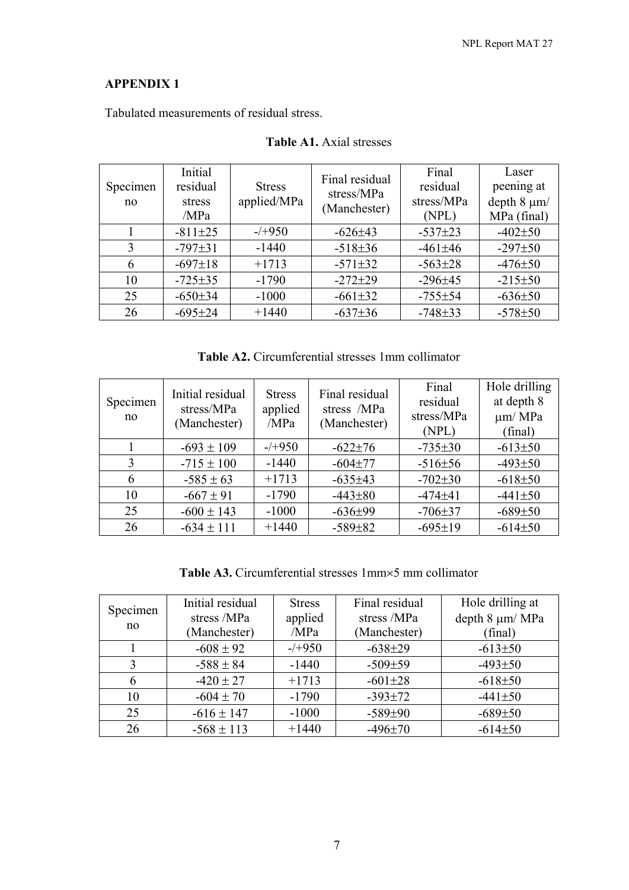## APPENDIX 1

Tabulated measurements of residual stress.

**Table A1.** Axial stresses

| Specimen no | Initial residual stress /MPa | Stress applied/MPa | Final residual stress/MPa (Manchester) | Final residual stress/MPa (NPL) | Laser peening at depth 8 μm/ MPa (final) |
|---|---|---|---|---|---|
| 1 | -811±25 | -/+950 | -626±43 | -537±23 | -402±50 |
| 3 | -797±31 | -1440 | -518±36 | -461±46 | -297±50 |
| 6 | -697±18 | +1713 | -571±32 | -563±28 | -476±50 |
| 10 | -725±35 | -1790 | -272±29 | -296±45 | -215±50 |
| 25 | -650±34 | -1000 | -661±32 | -755±54 | -636±50 |
| 26 | -695±24 | +1440 | -637±36 | -748±33 | -578±50 |

**Table A2.** Circumferential stresses 1mm collimator

| Specimen no | Initial residual stress/MPa (Manchester) | Stress applied /MPa | Final residual stress /MPa (Manchester) | Final residual stress/MPa (NPL) | Hole drilling at depth 8 μm/ MPa (final) |
|---|---|---|---|---|---|
| 1 | -693 ± 109 | -/+950 | -622±76 | -735±30 | -613±50 |
| 3 | -715 ± 100 | -1440 | -604±77 | -516±56 | -493±50 |
| 6 | -585 ± 63 | +1713 | -635±43 | -702±30 | -618±50 |
| 10 | -667 ± 91 | -1790 | -443±80 | -474±41 | -441±50 |
| 25 | -600 ± 143 | -1000 | -636±99 | -706±37 | -689±50 |
| 26 | -634 ± 111 | +1440 | -589±82 | -695±19 | -614±50 |

**Table A3.** Circumferential stresses 1mm×5 mm collimator

| Specimen no | Initial residual stress /MPa (Manchester) | Stress applied /MPa | Final residual stress /MPa (Manchester) | Hole drilling at depth 8 μm/ MPa (final) |
|---|---|---|---|---|
| 1 | -608 ± 92 | -/+950 | -638±29 | -613±50 |
| 3 | -588 ± 84 | -1440 | -509±59 | -493±50 |
| 6 | -420 ± 27 | +1713 | -601±28 | -618±50 |
| 10 | -604 ± 70 | -1790 | -393±72 | -441±50 |
| 25 | -616 ± 147 | -1000 | -589±90 | -689±50 |
| 26 | -568 ± 113 | +1440 | -496±70 | -614±50 |